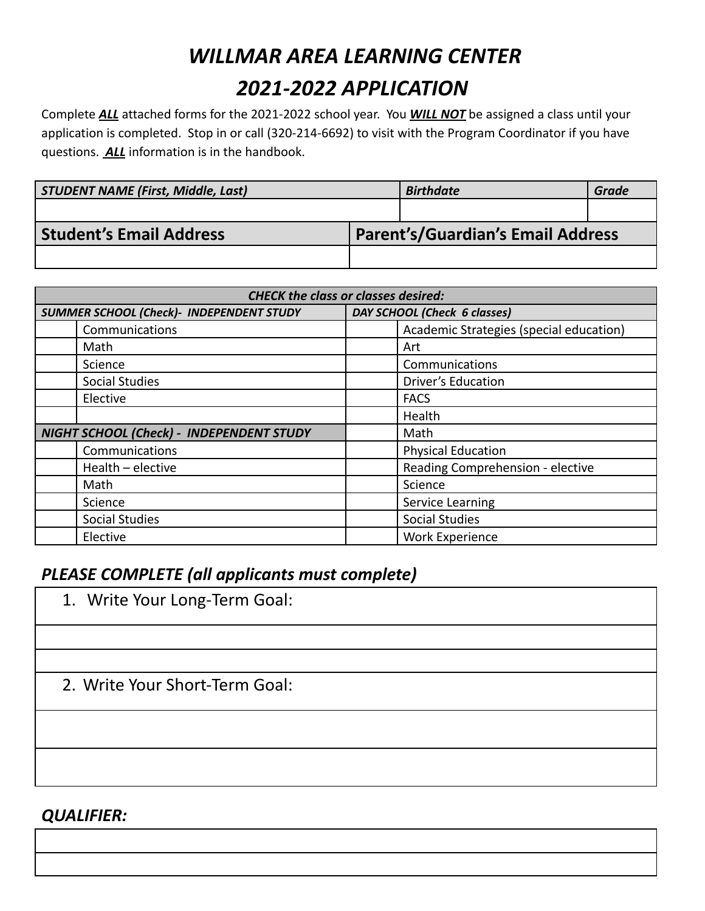# *WILLMAR AREA LEARNING CENTER*
# *2021-2022 APPLICATION*

Complete ***ALL*** attached forms for the 2021-2022 school year. You ***WILL NOT*** be assigned a class until your application is completed. Stop in or call (320-214-6692) to visit with the Program Coordinator if you have questions. ***ALL*** information is in the handbook.

| *STUDENT NAME (First, Middle, Last)* | *Birthdate* | *Grade* |
|---|---|---|
| | | |

| **Student's Email Address** | **Parent's/Guardian's Email Address** |
|---|---|
| | |

| *CHECK the class or classes desired:* | | | |
|---|---|---|---|
| *SUMMER SCHOOL (Check)- INDEPENDENT STUDY* | | *DAY SCHOOL (Check 6 classes)* | |
| | Communications | | Academic Strategies (special education) |
| | Math | | Art |
| | Science | | Communications |
| | Social Studies | | Driver's Education |
| | Elective | | FACS |
| | | | Health |
| *NIGHT SCHOOL (Check) - INDEPENDENT STUDY* | | | Math |
| | Communications | | Physical Education |
| | Health – elective | | Reading Comprehension - elective |
| | Math | | Science |
| | Science | | Service Learning |
| | Social Studies | | Social Studies |
| | Elective | | Work Experience |

## *PLEASE COMPLETE (all applicants must complete)*

1. Write Your Long-Term Goal:

2. Write Your Short-Term Goal:

## *QUALIFIER:*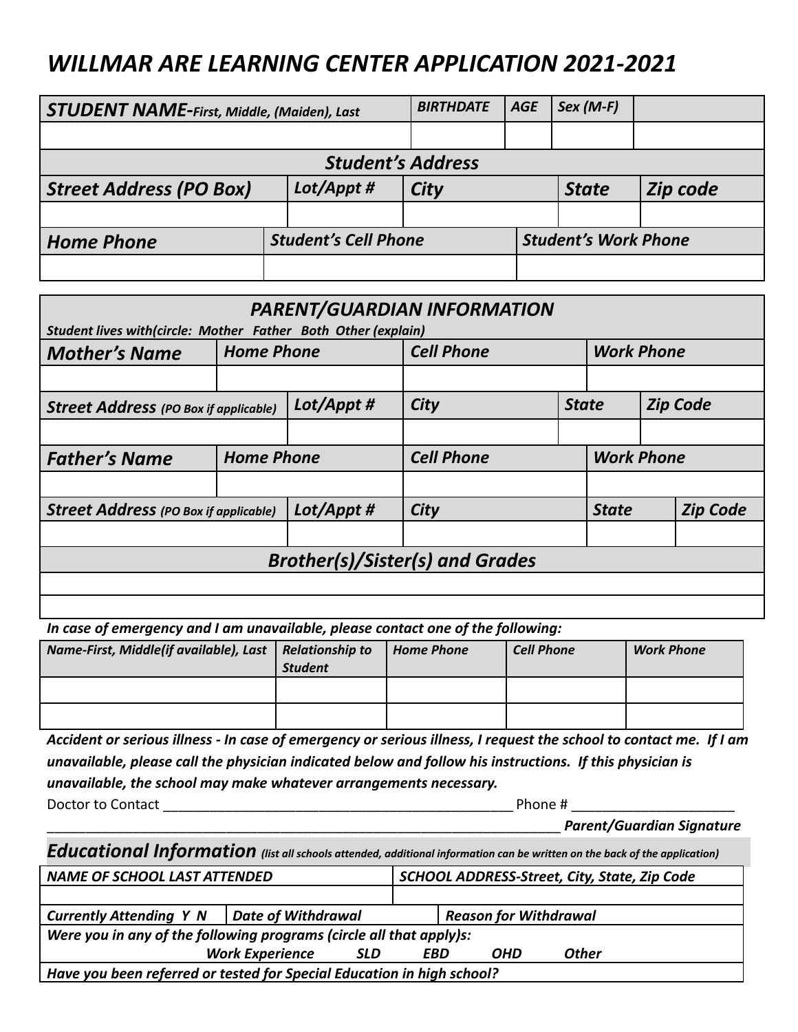# *WILLMAR ARE LEARNING CENTER APPLICATION 2021-2021*

| ***STUDENT NAME-****First, Middle, (Maiden), Last* | ***BIRTHDATE*** | ***AGE*** | ***Sex (M-F)*** | |
|---|---|---|---|---|
| | | | | |

| ***Student's Address*** | | | | |
|---|---|---|---|---|
| ***Street Address (PO Box)*** | ***Lot/Appt #*** | ***City*** | ***State*** | ***Zip code*** |
| | | | | |

| ***Home Phone*** | ***Student's Cell Phone*** | ***Student's Work Phone*** |
|---|---|---|
| | | |

## *PARENT/GUARDIAN INFORMATION*

***Student lives with(circle: Mother Father Both Other (explain)***

| ***Mother's Name*** | ***Home Phone*** | ***Cell Phone*** | ***Work Phone*** |
|---|---|---|---|
| | | | |

| ***Street Address*** *(PO Box if applicable)* | ***Lot/Appt #*** | ***City*** | ***State*** | ***Zip Code*** |
|---|---|---|---|---|
| | | | | |

| ***Father's Name*** | ***Home Phone*** | ***Cell Phone*** | ***Work Phone*** |
|---|---|---|---|
| | | | |

| ***Street Address*** *(PO Box if applicable)* | ***Lot/Appt #*** | ***City*** | ***State*** | ***Zip Code*** |
|---|---|---|---|---|
| | | | | |

| ***Brother(s)/Sister(s) and Grades*** |
|---|
| |
| |

***In case of emergency and I am unavailable, please contact one of the following:***

| ***Name-First, Middle(if available), Last*** | ***Relationship to Student*** | ***Home Phone*** | ***Cell Phone*** | ***Work Phone*** |
|---|---|---|---|---|
| | | | | |
| | | | | |

***Accident or serious illness - In case of emergency or serious illness, I request the school to contact me. If I am unavailable, please call the physician indicated below and follow his instructions. If this physician is unavailable, the school may make whatever arrangements necessary.***

Doctor to Contact _______________________________________________ Phone # _____________________

_______________________________________________________________ ***Parent/Guardian Signature***

## ***Educational Information*** *(list all schools attended, additional information can be written on the back of the application)*

| ***NAME OF SCHOOL LAST ATTENDED*** | ***SCHOOL ADDRESS-Street, City, State, Zip Code*** |
|---|---|
| | |

| ***Currently Attending Y N*** | ***Date of Withdrawal*** | ***Reason for Withdrawal*** |
|---|---|---|

***Were you in any of the following programs (circle all that apply):***

***Work Experience SLD EBD OHD Other***

***Have you been referred or tested for Special Education in high school?***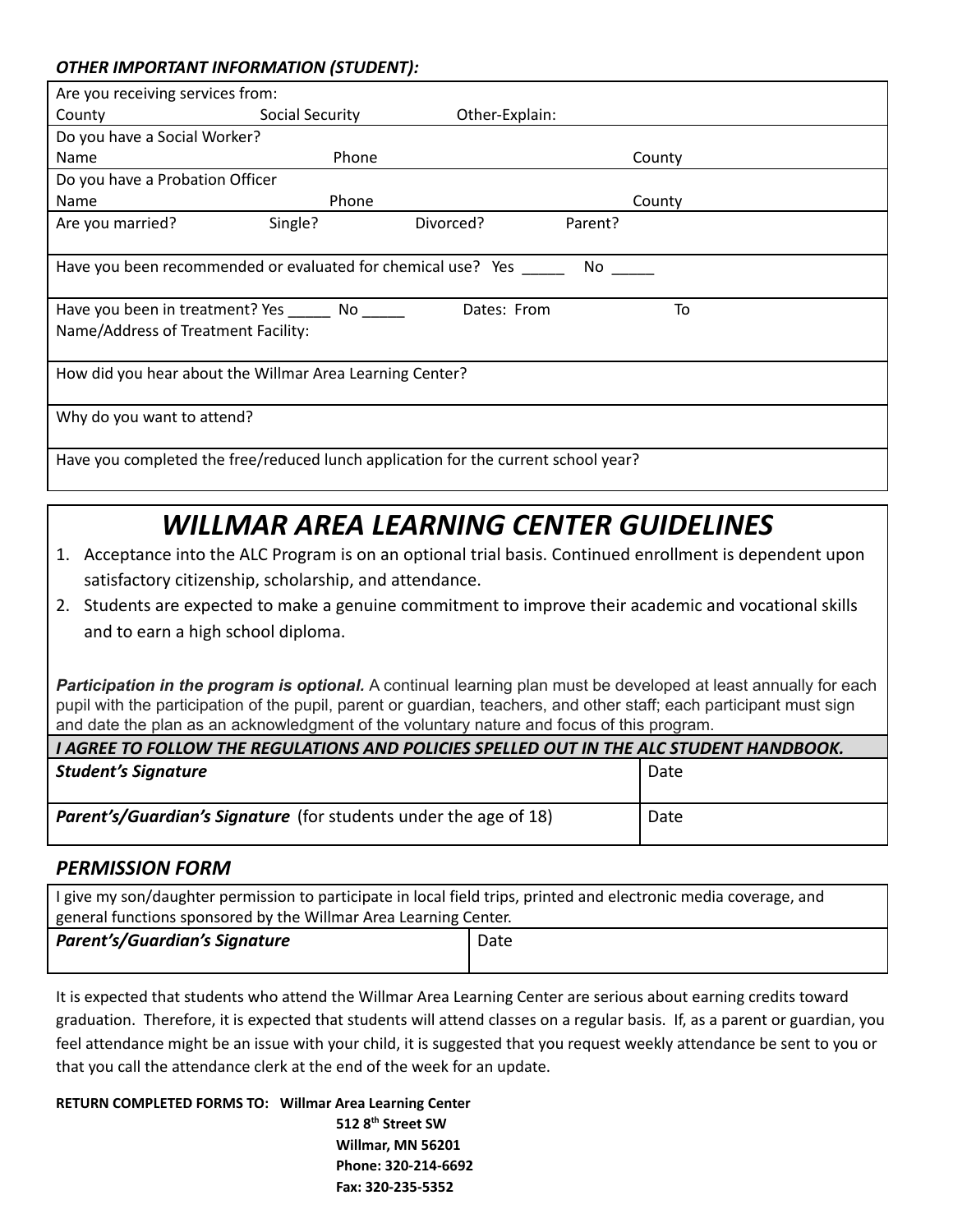***OTHER IMPORTANT INFORMATION (STUDENT):***

| | | |
|---|---|---|
| Are you receiving services from:<br>County Social Security Other-Explain: | | |
| Do you have a Social Worker?<br>Name | Phone | County |
| Do you have a Probation Officer<br>Name | Phone | County |
| Are you married? Single? Divorced? Parent? | | |
| Have you been recommended or evaluated for chemical use? Yes _____ No _____ | | |
| Have you been in treatment? Yes _____ No _____ Dates: From To<br>Name/Address of Treatment Facility: | | |
| How did you hear about the Willmar Area Learning Center? | | |
| Why do you want to attend? | | |
| Have you completed the free/reduced lunch application for the current school year? | | |

# *WILLMAR AREA LEARNING CENTER GUIDELINES*

1. Acceptance into the ALC Program is on an optional trial basis. Continued enrollment is dependent upon satisfactory citizenship, scholarship, and attendance.
2. Students are expected to make a genuine commitment to improve their academic and vocational skills and to earn a high school diploma.

***Participation in the program is optional.*** A continual learning plan must be developed at least annually for each pupil with the participation of the pupil, parent or guardian, teachers, and other staff; each participant must sign and date the plan as an acknowledgment of the voluntary nature and focus of this program.

| ***I AGREE TO FOLLOW THE REGULATIONS AND POLICIES SPELLED OUT IN THE ALC STUDENT HANDBOOK.*** | |
|---|---|
| ***Student's Signature*** | Date |
| ***Parent's/Guardian's Signature*** (for students under the age of 18) | Date |

## *PERMISSION FORM*

| I give my son/daughter permission to participate in local field trips, printed and electronic media coverage, and general functions sponsored by the Willmar Area Learning Center. | |
|---|---|
| ***Parent's/Guardian's Signature*** | Date |

It is expected that students who attend the Willmar Area Learning Center are serious about earning credits toward graduation. Therefore, it is expected that students will attend classes on a regular basis. If, as a parent or guardian, you feel attendance might be an issue with your child, it is suggested that you request weekly attendance be sent to you or that you call the attendance clerk at the end of the week for an update.

**RETURN COMPLETED FORMS TO: Willmar Area Learning Center**
**512 8th Street SW**
**Willmar, MN 56201**
**Phone: 320-214-6692**
**Fax: 320-235-5352**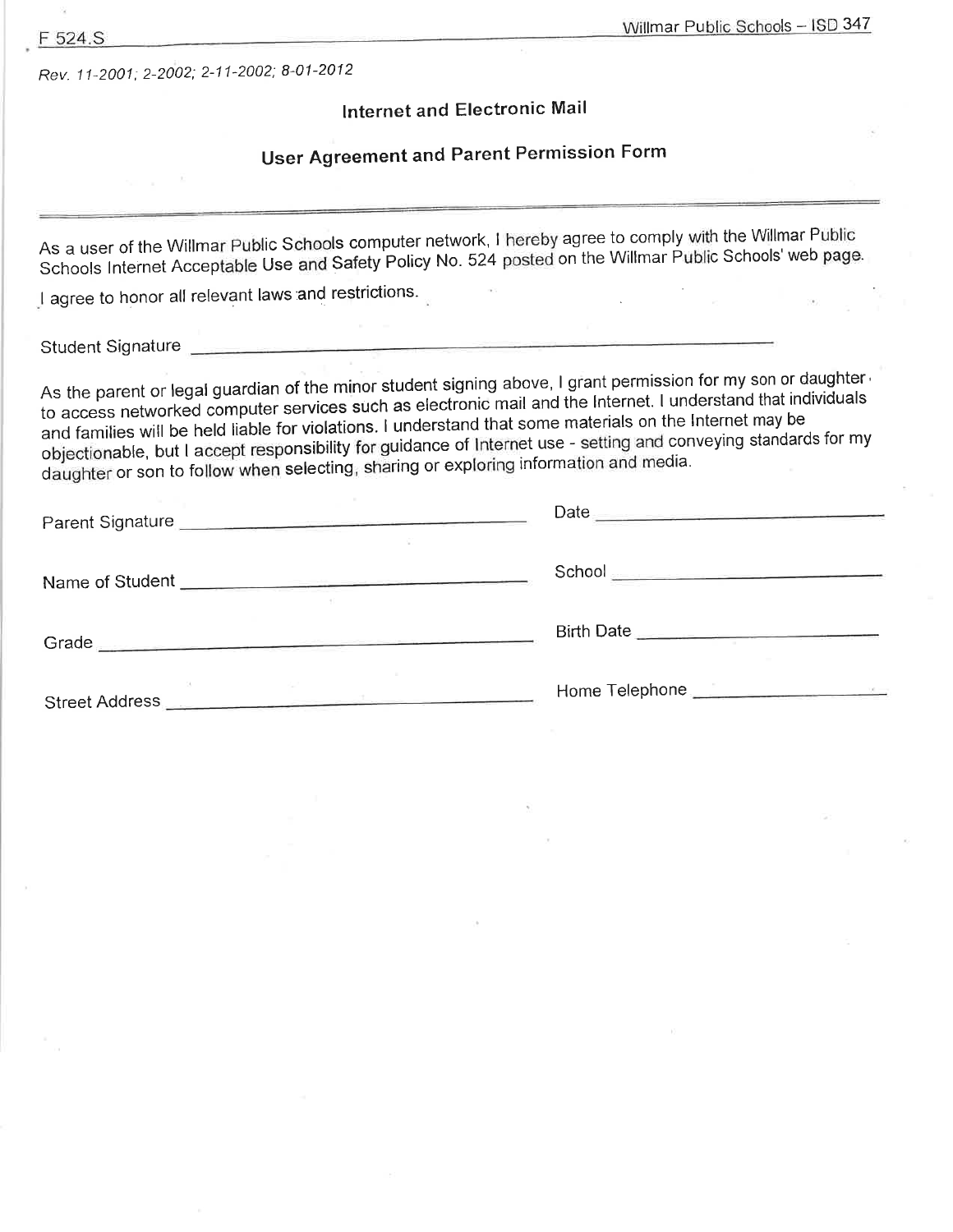F 524.S

Willmar Public Schools – ISD 347

*Rev. 11-2001; 2-2002; 2-11-2002; 8-01-2012*

## Internet and Electronic Mail

## User Agreement and Parent Permission Form

---

As a user of the Willmar Public Schools computer network, I hereby agree to comply with the Willmar Public Schools Internet Acceptable Use and Safety Policy No. 524 posted on the Willmar Public Schools' web page.

I agree to honor all relevant laws and restrictions.

Student Signature ______________________________________________

As the parent or legal guardian of the minor student signing above, I grant permission for my son or daughter to access networked computer services such as electronic mail and the Internet. I understand that individuals and families will be held liable for violations. I understand that some materials on the Internet may be objectionable, but I accept responsibility for guidance of Internet use - setting and conveying standards for my daughter or son to follow when selecting, sharing or exploring information and media.

Parent Signature ______________________________ Date ______________________

Name of Student ______________________________ School ______________________

Grade ______________________________ Birth Date ______________________

Street Address ______________________________ Home Telephone ______________________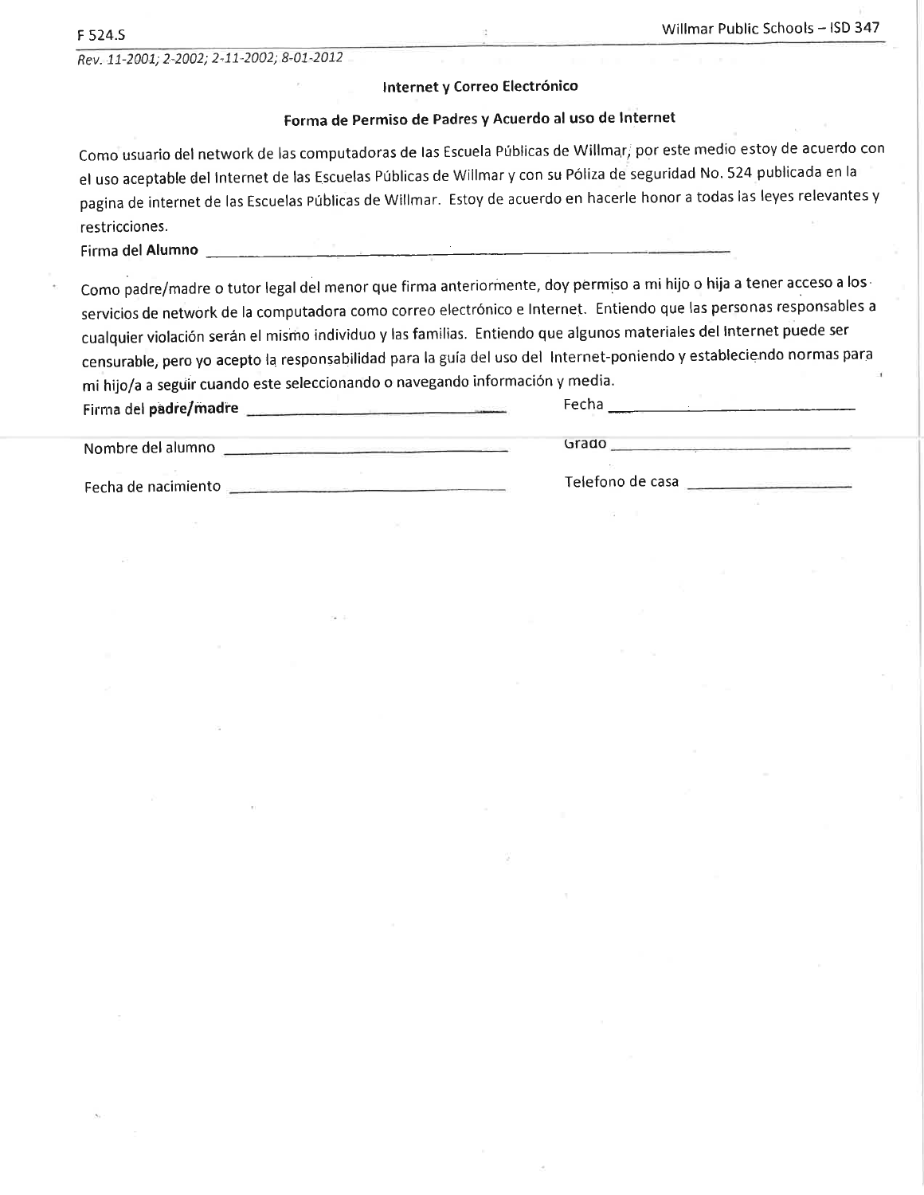F 524.S

Willmar Public Schools – ISD 347

*Rev. 11-2001; 2-2002; 2-11-2002; 8-01-2012*

## Internet y Correo Electrónico

## Forma de Permiso de Padres y Acuerdo al uso de Internet

Como usuario del network de las computadoras de las Escuela Públicas de Willmar, por este medio estoy de acuerdo con el uso aceptable del Internet de las Escuelas Públicas de Willmar y con su Póliza de seguridad No. 524 publicada en la pagina de internet de las Escuelas Públicas de Willmar. Estoy de acuerdo en hacerle honor a todas las leyes relevantes y restricciones.

Firma del **Alumno** ______________________________________________

Como padre/madre o tutor legal del menor que firma anteriormente, doy permiso a mi hijo o hija a tener acceso a los servicios de network de la computadora como correo electrónico e Internet. Entiendo que las personas responsables a cualquier violación serán el mismo individuo y las familias. Entiendo que algunos materiales del Internet puede ser censurable, pero yo acepto la responsabilidad para la guía del uso del Internet-poniendo y estableciendo normas para mi hijo/a a seguir cuando este seleccionando o navegando información y media.

Firma del **padre/madre** ______________________________ Fecha ______________________________

Nombre del alumno ______________________________ Grado ______________________________

Fecha de nacimiento ______________________________ Telefono de casa ____________________